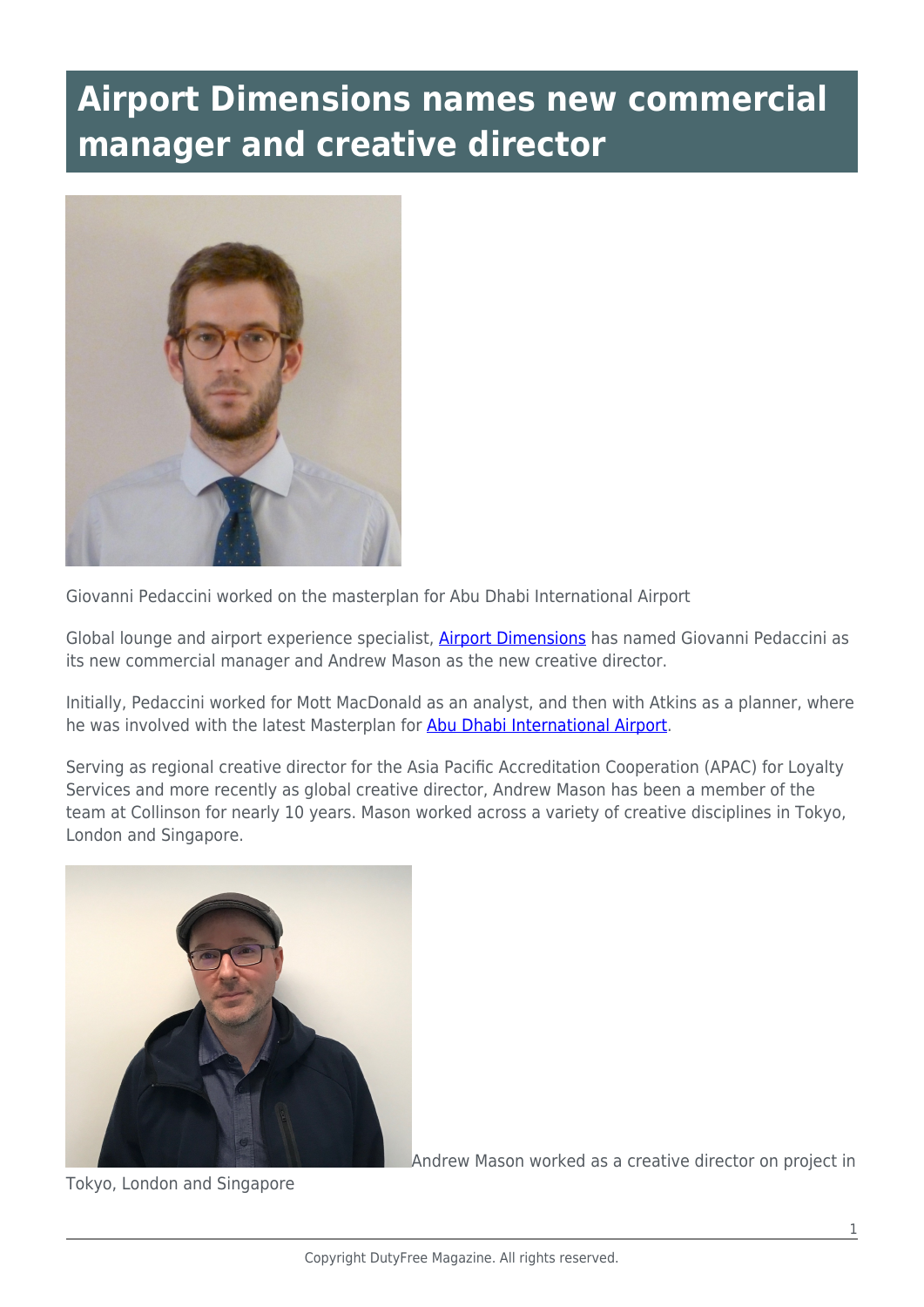# Airport Dimensions names new commercial manager and creative director

Giovanni Pedaccini worked on the masterplan for Abu Dhabi International Airport

Global lounge and airport experience specialist, Airport Dimensions has named Giovanni Pedaccini as its new commercial manager and Andrew Mason as the new creative director.

Initially, Pedaccini worked for Mott MacDonald as an analyst, and then with Atkins as a planner, where he was involved with the latest Masterplan for Abu Dhabi International Airport.

Serving as regional creative director for the Asia Pacific Accreditation Cooperation (APAC) for Loyalty Services and more recently as global creative director, Andrew Mason has been a member of the team at Collinson for nearly 10 years. Mason worked across a variety of creative disciplines in Tokyo, London and Singapore.

Andrew Mason worked as a creative director on project in Tokyo, London and Singapore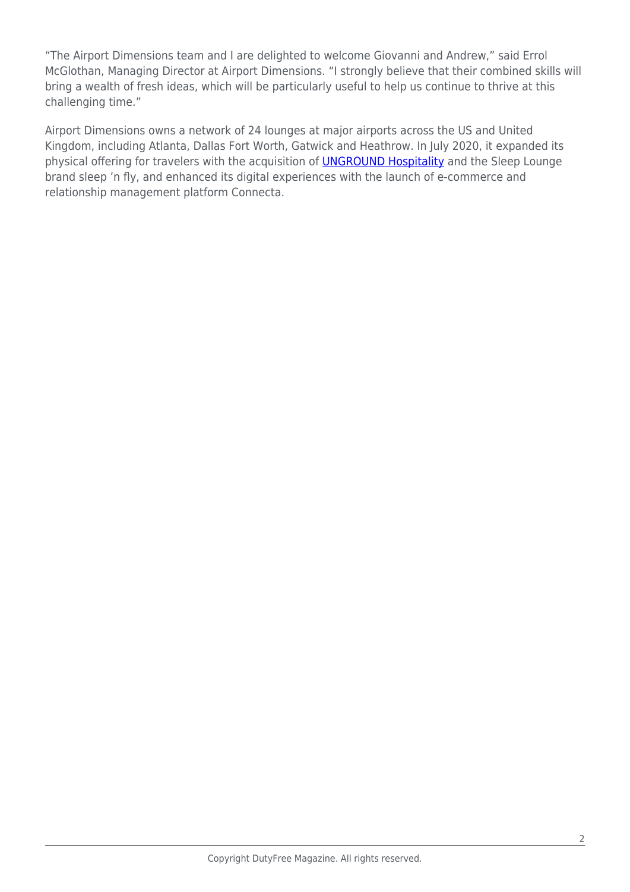"The Airport Dimensions team and I are delighted to welcome Giovanni and Andrew," said Errol McGlothan, Managing Director at Airport Dimensions. "I strongly believe that their combined skills will bring a wealth of fresh ideas, which will be particularly useful to help us continue to thrive at this challenging time."

Airport Dimensions owns a network of 24 lounges at major airports across the US and United Kingdom, including Atlanta, Dallas Fort Worth, Gatwick and Heathrow. In July 2020, it expanded its physical offering for travelers with the acquisition of UNGROUND Hospitality and the Sleep Lounge brand sleep 'n fly, and enhanced its digital experiences with the launch of e-commerce and relationship management platform Connecta.